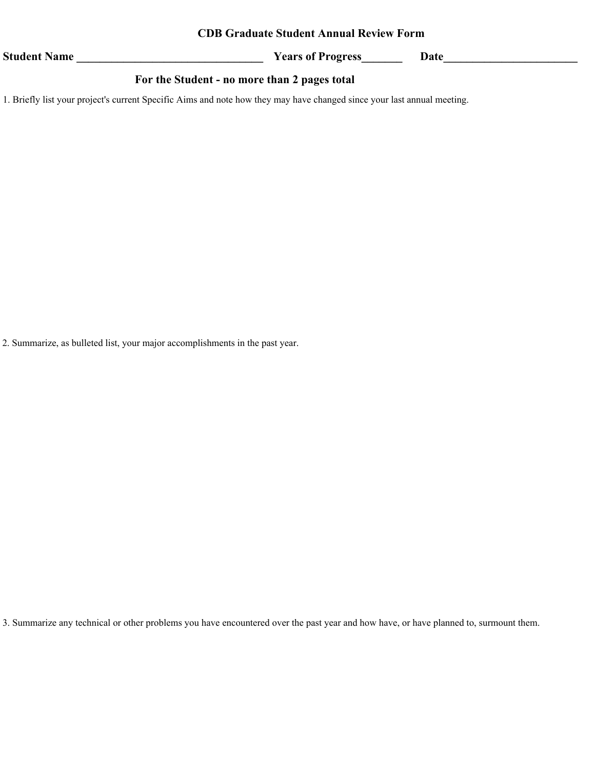# CDB Graduate Student Annual Review Form

**Student Name \_\_\_\_\_\_\_\_\_\_\_\_\_\_\_\_\_\_\_\_\_\_\_\_\_\_\_\_\_\_\_\_\_ Years of Progress\_\_\_\_\_\_\_ Date\_\_\_\_\_\_\_\_\_\_\_\_\_\_\_\_\_\_\_\_\_\_\_\_**

## For the Student - no more than 2 pages total

1. Briefly list your project's current Specific Aims and note how they may have changed since your last annual meeting.

2. Summarize, as bulleted list, your major accomplishments in the past year.

3. Summarize any technical or other problems you have encountered over the past year and how have, or have planned to, surmount them.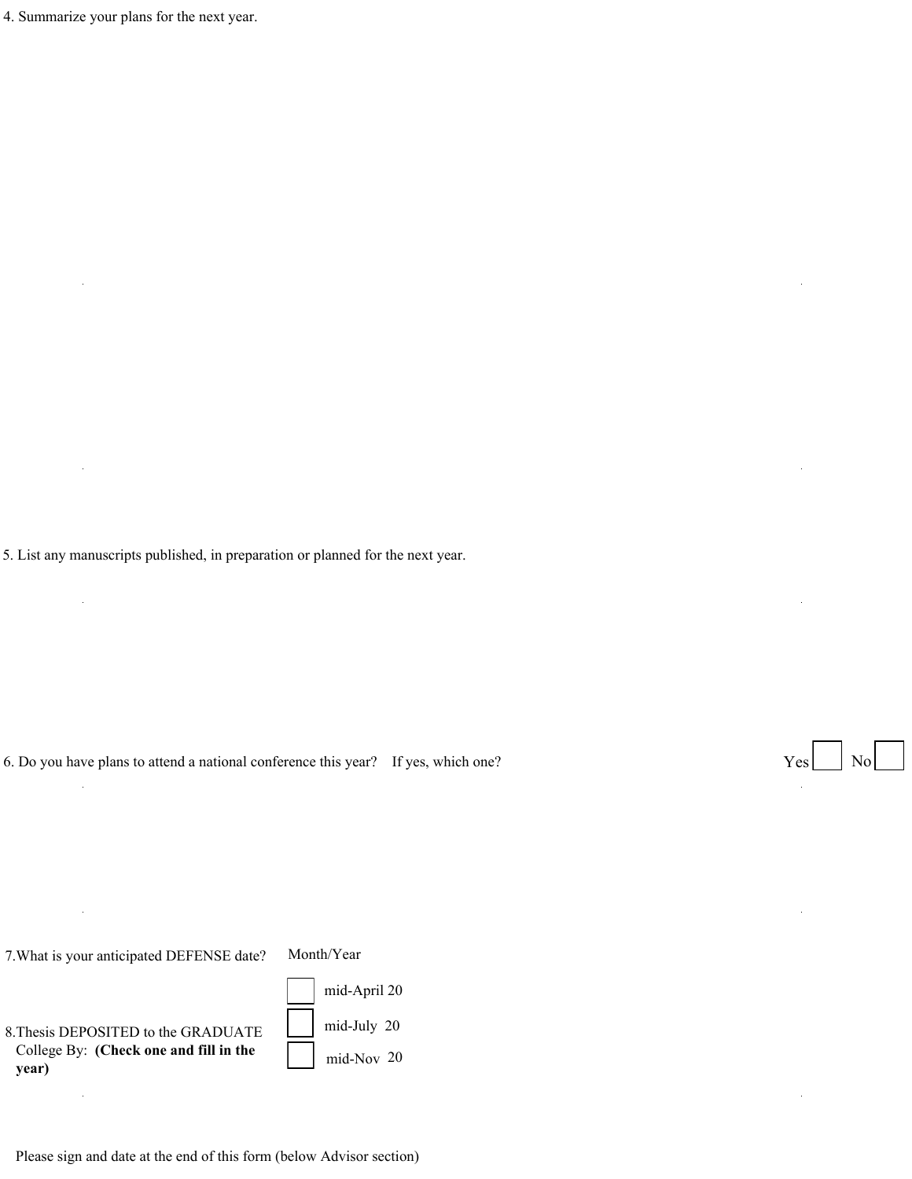4. Summarize your plans for the next year.

5. List any manuscripts published, in preparation or planned for the next year.

6. Do you have plans to attend a national conference this year? If yes, which one?

Yes ☐ No ☐

7. What is your anticipated DEFENSE date? Month/Year

8. Thesis DEPOSITED to the GRADUATE College By: **(Check one and fill in the year)**

☐ mid-April 20

☐ mid-July 20

☐ mid-Nov 20

Please sign and date at the end of this form (below Advisor section)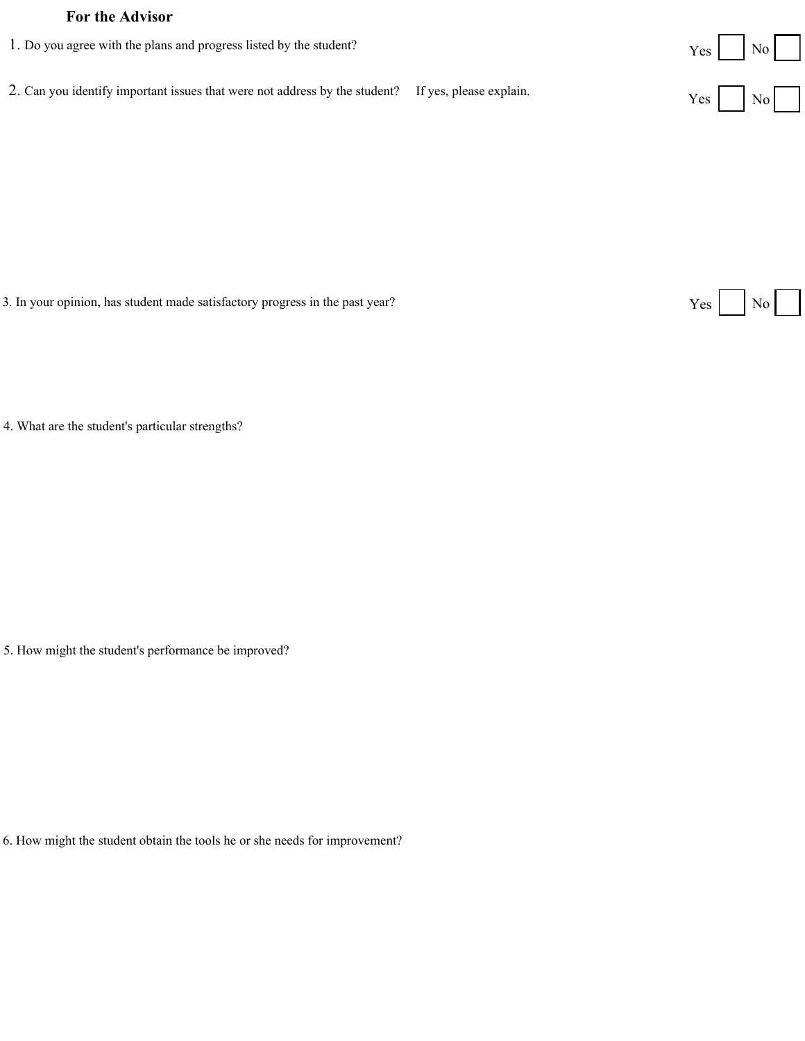## For the Advisor

1. Do you agree with the plans and progress listed by the student? Yes ☐ No ☐

2. Can you identify important issues that were not address by the student? If yes, please explain. Yes ☐ No ☐

3. In your opinion, has student made satisfactory progress in the past year? Yes ☐ No ☐

4. What are the student's particular strengths?

5. How might the student's performance be improved?

6. How might the student obtain the tools he or she needs for improvement?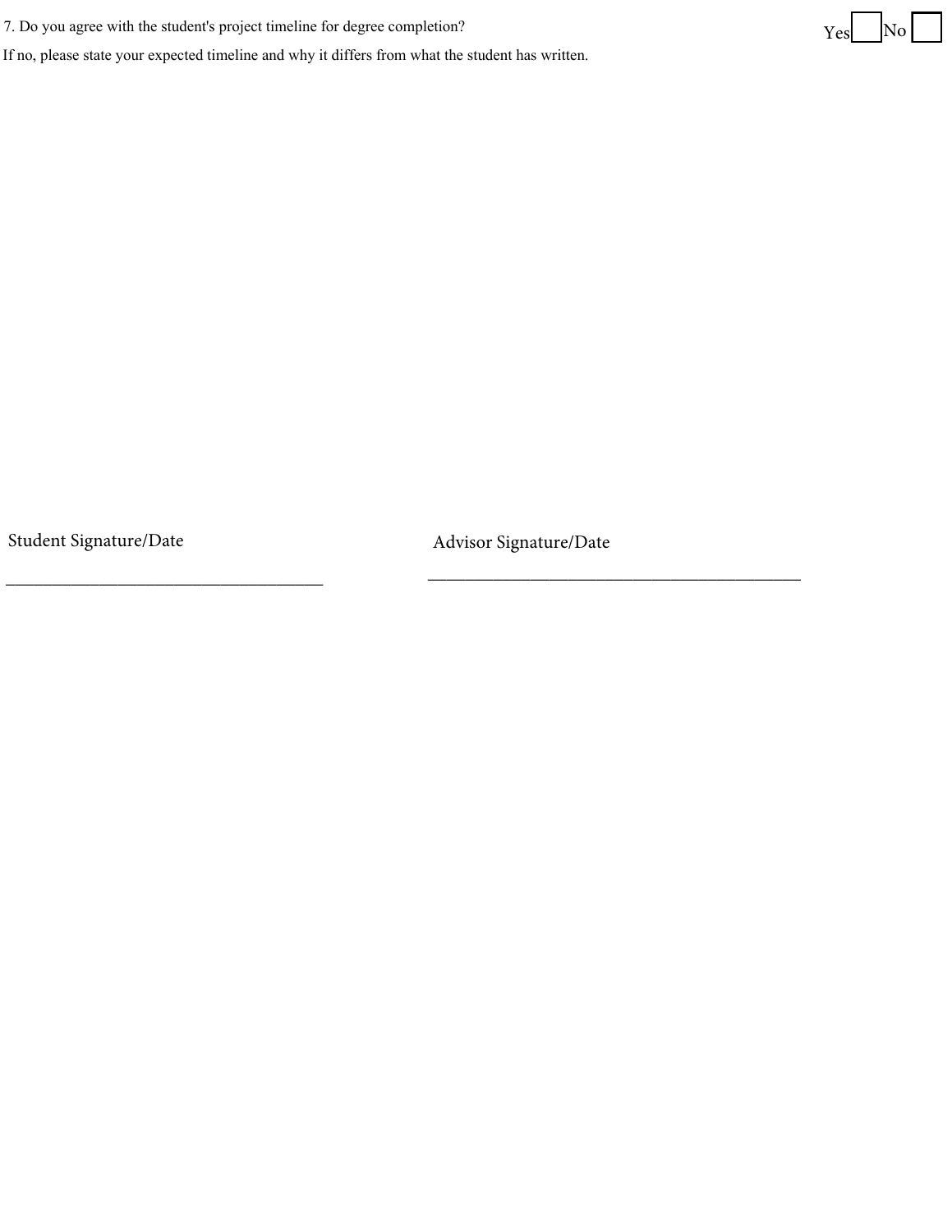7. Do you agree with the student's project timeline for degree completion? Yes ☐ No ☐

If no, please state your expected timeline and why it differs from what the student has written.

Student Signature/Date

_______________________________________

Advisor Signature/Date

_______________________________________